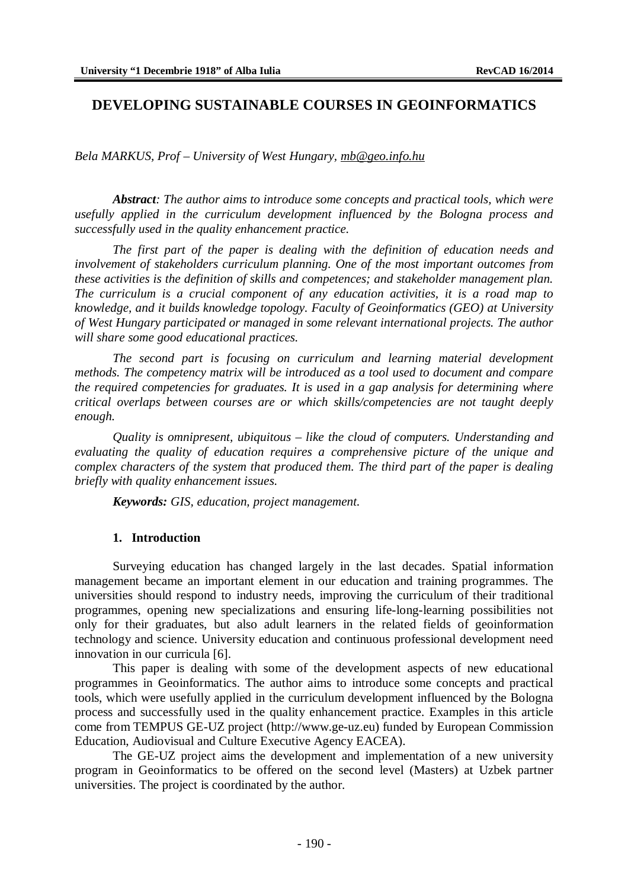# DEVELOPING SUSTAINABLE COURSES IN GEOINFORMATICS

*Bela MARKUS, Prof – University of West Hungary, mb@geo.info.hu*

***Abstract**: The author aims to introduce some concepts and practical tools, which were usefully applied in the curriculum development influenced by the Bologna process and successfully used in the quality enhancement practice.*

*The first part of the paper is dealing with the definition of education needs and involvement of stakeholders curriculum planning. One of the most important outcomes from these activities is the definition of skills and competences; and stakeholder management plan. The curriculum is a crucial component of any education activities, it is a road map to knowledge, and it builds knowledge topology. Faculty of Geoinformatics (GEO) at University of West Hungary participated or managed in some relevant international projects. The author will share some good educational practices.*

*The second part is focusing on curriculum and learning material development methods. The competency matrix will be introduced as a tool used to document and compare the required competencies for graduates. It is used in a gap analysis for determining where critical overlaps between courses are or which skills/competencies are not taught deeply enough.*

*Quality is omnipresent, ubiquitous – like the cloud of computers. Understanding and evaluating the quality of education requires a comprehensive picture of the unique and complex characters of the system that produced them. The third part of the paper is dealing briefly with quality enhancement issues.*

***Keywords:** GIS, education, project management.*

## 1. Introduction

Surveying education has changed largely in the last decades. Spatial information management became an important element in our education and training programmes. The universities should respond to industry needs, improving the curriculum of their traditional programmes, opening new specializations and ensuring life-long-learning possibilities not only for their graduates, but also adult learners in the related fields of geoinformation technology and science. University education and continuous professional development need innovation in our curricula [6].

This paper is dealing with some of the development aspects of new educational programmes in Geoinformatics. The author aims to introduce some concepts and practical tools, which were usefully applied in the curriculum development influenced by the Bologna process and successfully used in the quality enhancement practice. Examples in this article come from TEMPUS GE-UZ project (http://www.ge-uz.eu) funded by European Commission Education, Audiovisual and Culture Executive Agency EACEA).

The GE-UZ project aims the development and implementation of a new university program in Geoinformatics to be offered on the second level (Masters) at Uzbek partner universities. The project is coordinated by the author.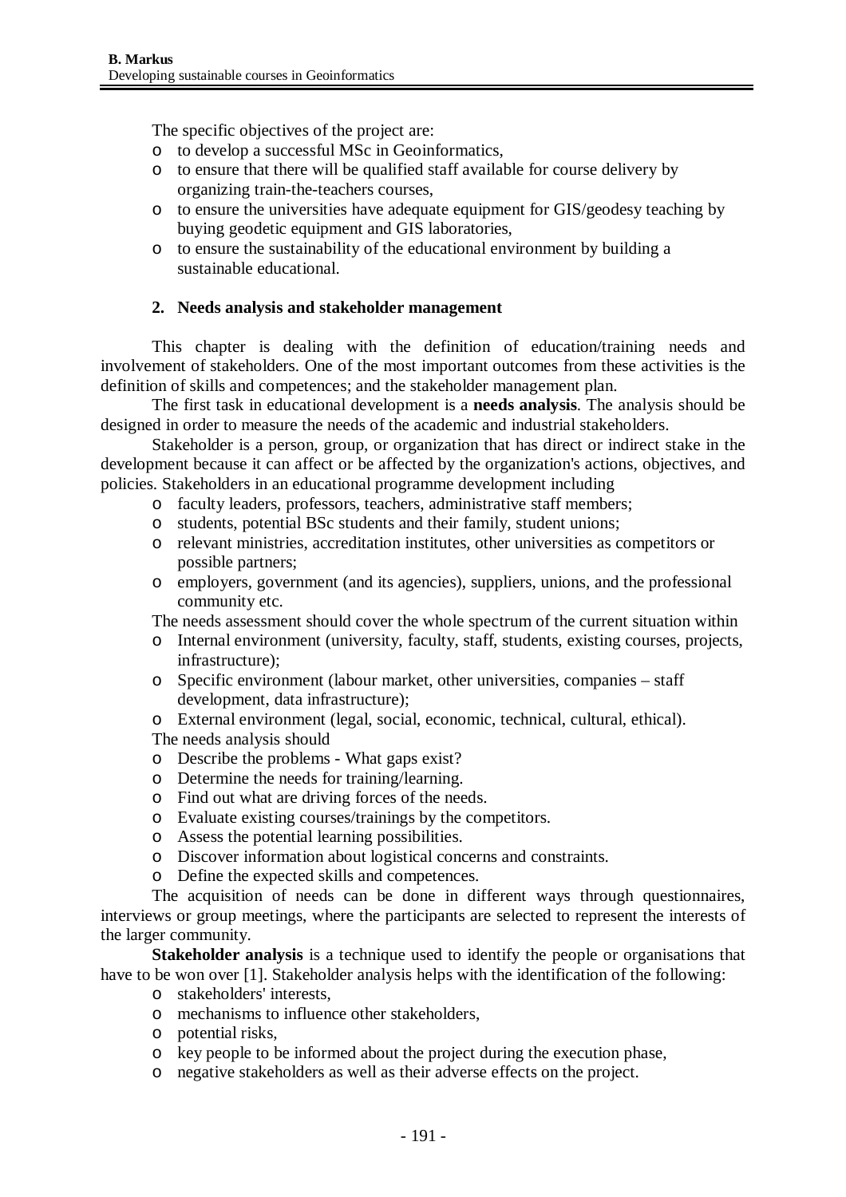The specific objectives of the project are:

- to develop a successful MSc in Geoinformatics,
- to ensure that there will be qualified staff available for course delivery by organizing train-the-teachers courses,
- to ensure the universities have adequate equipment for GIS/geodesy teaching by buying geodetic equipment and GIS laboratories,
- to ensure the sustainability of the educational environment by building a sustainable educational.

## 2. Needs analysis and stakeholder management

This chapter is dealing with the definition of education/training needs and involvement of stakeholders. One of the most important outcomes from these activities is the definition of skills and competences; and the stakeholder management plan.

The first task in educational development is a **needs analysis**. The analysis should be designed in order to measure the needs of the academic and industrial stakeholders.

Stakeholder is a person, group, or organization that has direct or indirect stake in the development because it can affect or be affected by the organization's actions, objectives, and policies. Stakeholders in an educational programme development including

- faculty leaders, professors, teachers, administrative staff members;
- students, potential BSc students and their family, student unions;
- relevant ministries, accreditation institutes, other universities as competitors or possible partners;
- employers, government (and its agencies), suppliers, unions, and the professional community etc.

The needs assessment should cover the whole spectrum of the current situation within

- Internal environment (university, faculty, staff, students, existing courses, projects, infrastructure);
- Specific environment (labour market, other universities, companies – staff development, data infrastructure);
- External environment (legal, social, economic, technical, cultural, ethical).

The needs analysis should

- Describe the problems - What gaps exist?
- Determine the needs for training/learning.
- Find out what are driving forces of the needs.
- Evaluate existing courses/trainings by the competitors.
- Assess the potential learning possibilities.
- Discover information about logistical concerns and constraints.
- Define the expected skills and competences.

The acquisition of needs can be done in different ways through questionnaires, interviews or group meetings, where the participants are selected to represent the interests of the larger community.

**Stakeholder analysis** is a technique used to identify the people or organisations that have to be won over [1]. Stakeholder analysis helps with the identification of the following:

- stakeholders' interests,
- mechanisms to influence other stakeholders,
- potential risks,
- key people to be informed about the project during the execution phase,
- negative stakeholders as well as their adverse effects on the project.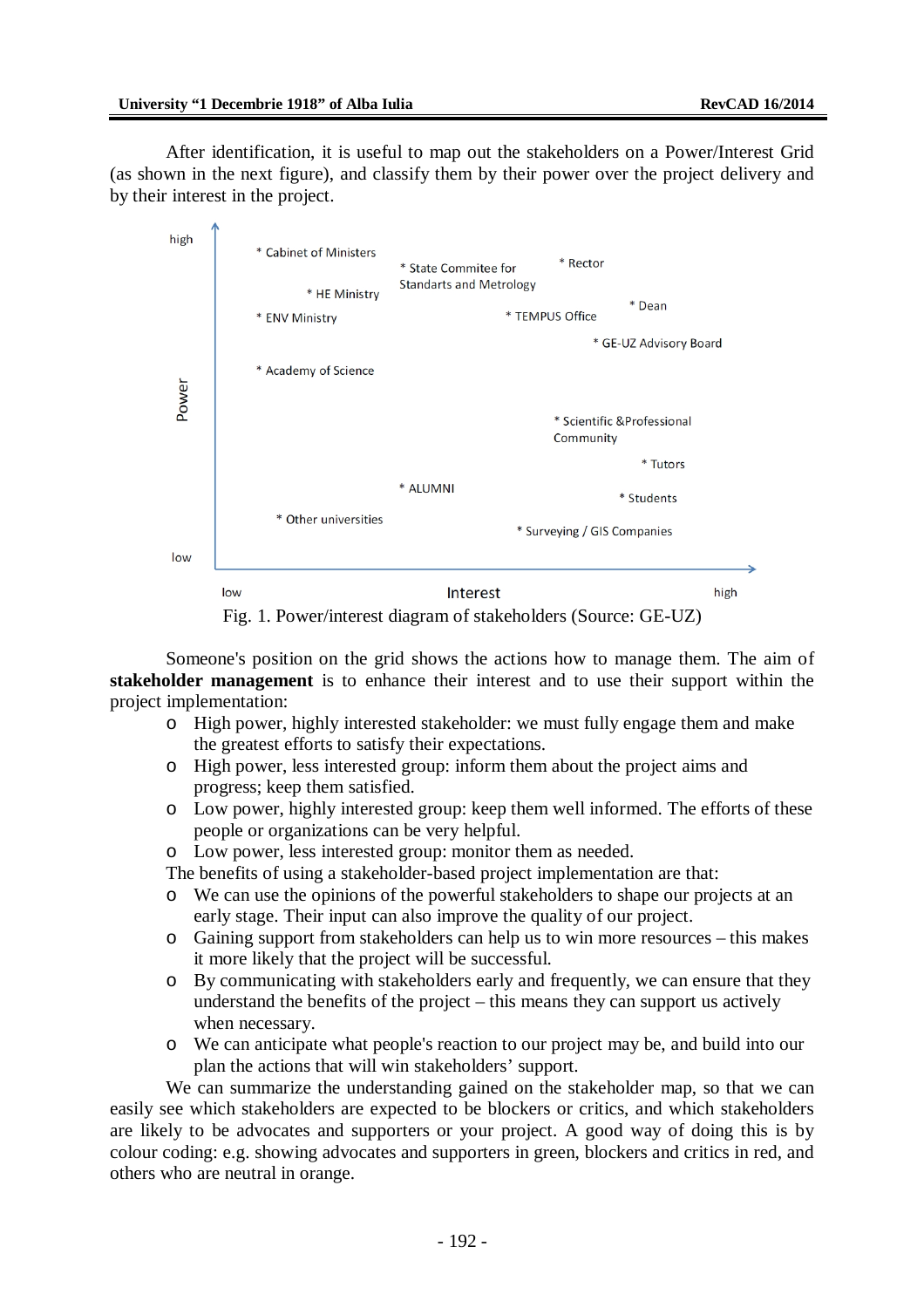After identification, it is useful to map out the stakeholders on a Power/Interest Grid (as shown in the next figure), and classify them by their power over the project delivery and by their interest in the project.

Fig. 1. Power/interest diagram of stakeholders (Source: GE-UZ)

Someone's position on the grid shows the actions how to manage them. The aim of **stakeholder management** is to enhance their interest and to use their support within the project implementation:

- High power, highly interested stakeholder: we must fully engage them and make the greatest efforts to satisfy their expectations.
- High power, less interested group: inform them about the project aims and progress; keep them satisfied.
- Low power, highly interested group: keep them well informed. The efforts of these people or organizations can be very helpful.
- Low power, less interested group: monitor them as needed.

The benefits of using a stakeholder-based project implementation are that:

- We can use the opinions of the powerful stakeholders to shape our projects at an early stage. Their input can also improve the quality of our project.
- Gaining support from stakeholders can help us to win more resources – this makes it more likely that the project will be successful.
- By communicating with stakeholders early and frequently, we can ensure that they understand the benefits of the project – this means they can support us actively when necessary.
- We can anticipate what people's reaction to our project may be, and build into our plan the actions that will win stakeholders' support.

We can summarize the understanding gained on the stakeholder map, so that we can easily see which stakeholders are expected to be blockers or critics, and which stakeholders are likely to be advocates and supporters or your project. A good way of doing this is by colour coding: e.g. showing advocates and supporters in green, blockers and critics in red, and others who are neutral in orange.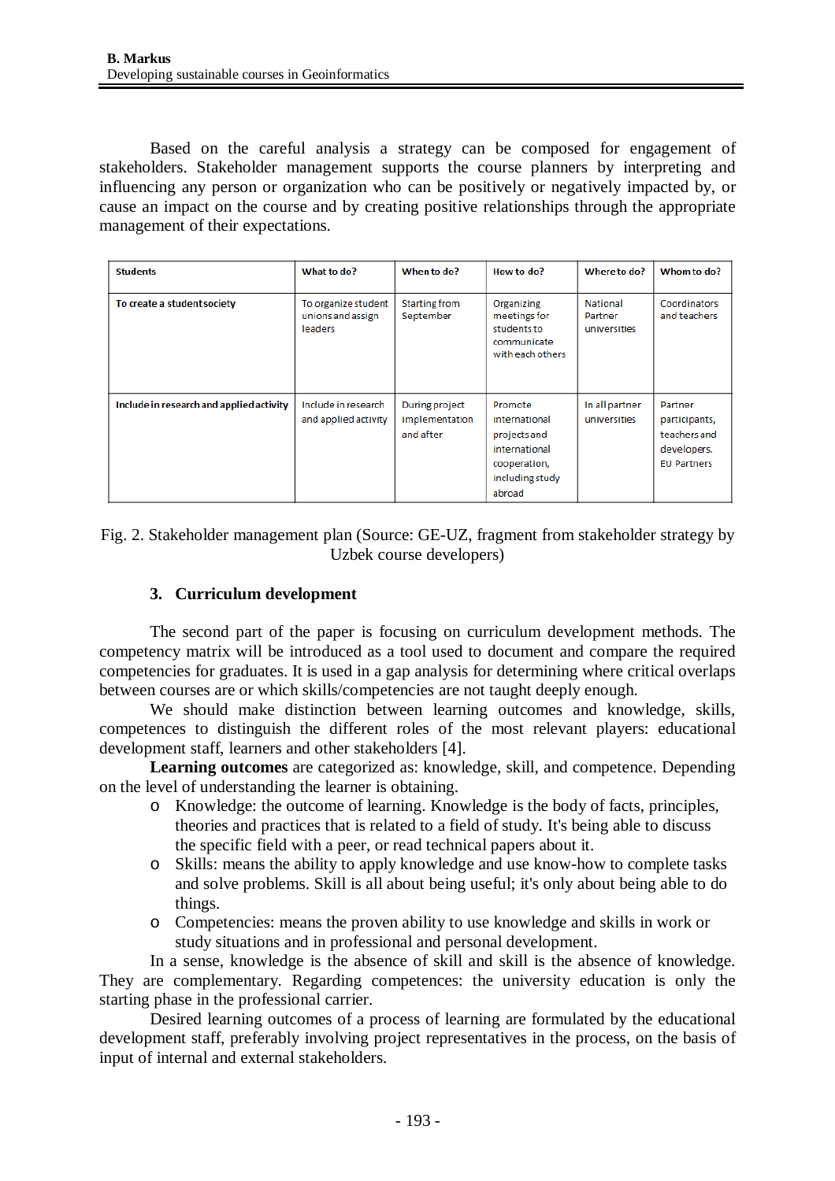Based on the careful analysis a strategy can be composed for engagement of stakeholders. Stakeholder management supports the course planners by interpreting and influencing any person or organization who can be positively or negatively impacted by, or cause an impact on the course and by creating positive relationships through the appropriate management of their expectations.

| Students | What to do? | When to do? | How to do? | Where to do? | Whom to do? |
|---|---|---|---|---|---|
| To create a student society | To organize student unions and assign leaders | Starting from September | Organizing meetings for students to communicate with each others | National Partner universities | Coordinators and teachers |
| Include in research and applied activity | Include in research and applied activity | During project implementation and after | Promote international projects and international cooperation, including study abroad | In all partner universities | Partner participants, teachers and developers. EU Partners |

Fig. 2. Stakeholder management plan (Source: GE-UZ, fragment from stakeholder strategy by Uzbek course developers)

## 3. Curriculum development

The second part of the paper is focusing on curriculum development methods. The competency matrix will be introduced as a tool used to document and compare the required competencies for graduates. It is used in a gap analysis for determining where critical overlaps between courses are or which skills/competencies are not taught deeply enough.

We should make distinction between learning outcomes and knowledge, skills, competences to distinguish the different roles of the most relevant players: educational development staff, learners and other stakeholders [4].

**Learning outcomes** are categorized as: knowledge, skill, and competence. Depending on the level of understanding the learner is obtaining.

- Knowledge: the outcome of learning. Knowledge is the body of facts, principles, theories and practices that is related to a field of study. It's being able to discuss the specific field with a peer, or read technical papers about it.
- Skills: means the ability to apply knowledge and use know-how to complete tasks and solve problems. Skill is all about being useful; it's only about being able to do things.
- Competencies: means the proven ability to use knowledge and skills in work or study situations and in professional and personal development.

In a sense, knowledge is the absence of skill and skill is the absence of knowledge. They are complementary. Regarding competences: the university education is only the starting phase in the professional carrier.

Desired learning outcomes of a process of learning are formulated by the educational development staff, preferably involving project representatives in the process, on the basis of input of internal and external stakeholders.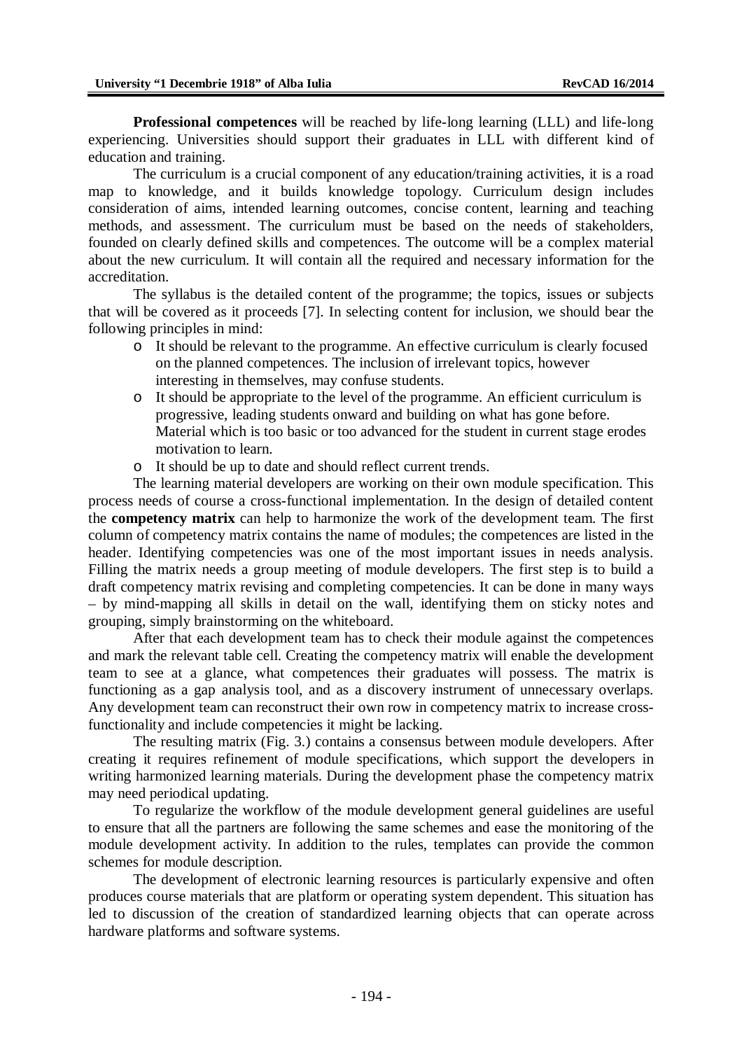**Professional competences** will be reached by life-long learning (LLL) and life-long experiencing. Universities should support their graduates in LLL with different kind of education and training.

The curriculum is a crucial component of any education/training activities, it is a road map to knowledge, and it builds knowledge topology. Curriculum design includes consideration of aims, intended learning outcomes, concise content, learning and teaching methods, and assessment. The curriculum must be based on the needs of stakeholders, founded on clearly defined skills and competences. The outcome will be a complex material about the new curriculum. It will contain all the required and necessary information for the accreditation.

The syllabus is the detailed content of the programme; the topics, issues or subjects that will be covered as it proceeds [7]. In selecting content for inclusion, we should bear the following principles in mind:

- It should be relevant to the programme. An effective curriculum is clearly focused on the planned competences. The inclusion of irrelevant topics, however interesting in themselves, may confuse students.
- It should be appropriate to the level of the programme. An efficient curriculum is progressive, leading students onward and building on what has gone before. Material which is too basic or too advanced for the student in current stage erodes motivation to learn.
- It should be up to date and should reflect current trends.

The learning material developers are working on their own module specification. This process needs of course a cross-functional implementation. In the design of detailed content the **competency matrix** can help to harmonize the work of the development team. The first column of competency matrix contains the name of modules; the competences are listed in the header. Identifying competencies was one of the most important issues in needs analysis. Filling the matrix needs a group meeting of module developers. The first step is to build a draft competency matrix revising and completing competencies. It can be done in many ways – by mind-mapping all skills in detail on the wall, identifying them on sticky notes and grouping, simply brainstorming on the whiteboard.

After that each development team has to check their module against the competences and mark the relevant table cell. Creating the competency matrix will enable the development team to see at a glance, what competences their graduates will possess. The matrix is functioning as a gap analysis tool, and as a discovery instrument of unnecessary overlaps. Any development team can reconstruct their own row in competency matrix to increase cross-functionality and include competencies it might be lacking.

The resulting matrix (Fig. 3.) contains a consensus between module developers. After creating it requires refinement of module specifications, which support the developers in writing harmonized learning materials. During the development phase the competency matrix may need periodical updating.

To regularize the workflow of the module development general guidelines are useful to ensure that all the partners are following the same schemes and ease the monitoring of the module development activity. In addition to the rules, templates can provide the common schemes for module description.

The development of electronic learning resources is particularly expensive and often produces course materials that are platform or operating system dependent. This situation has led to discussion of the creation of standardized learning objects that can operate across hardware platforms and software systems.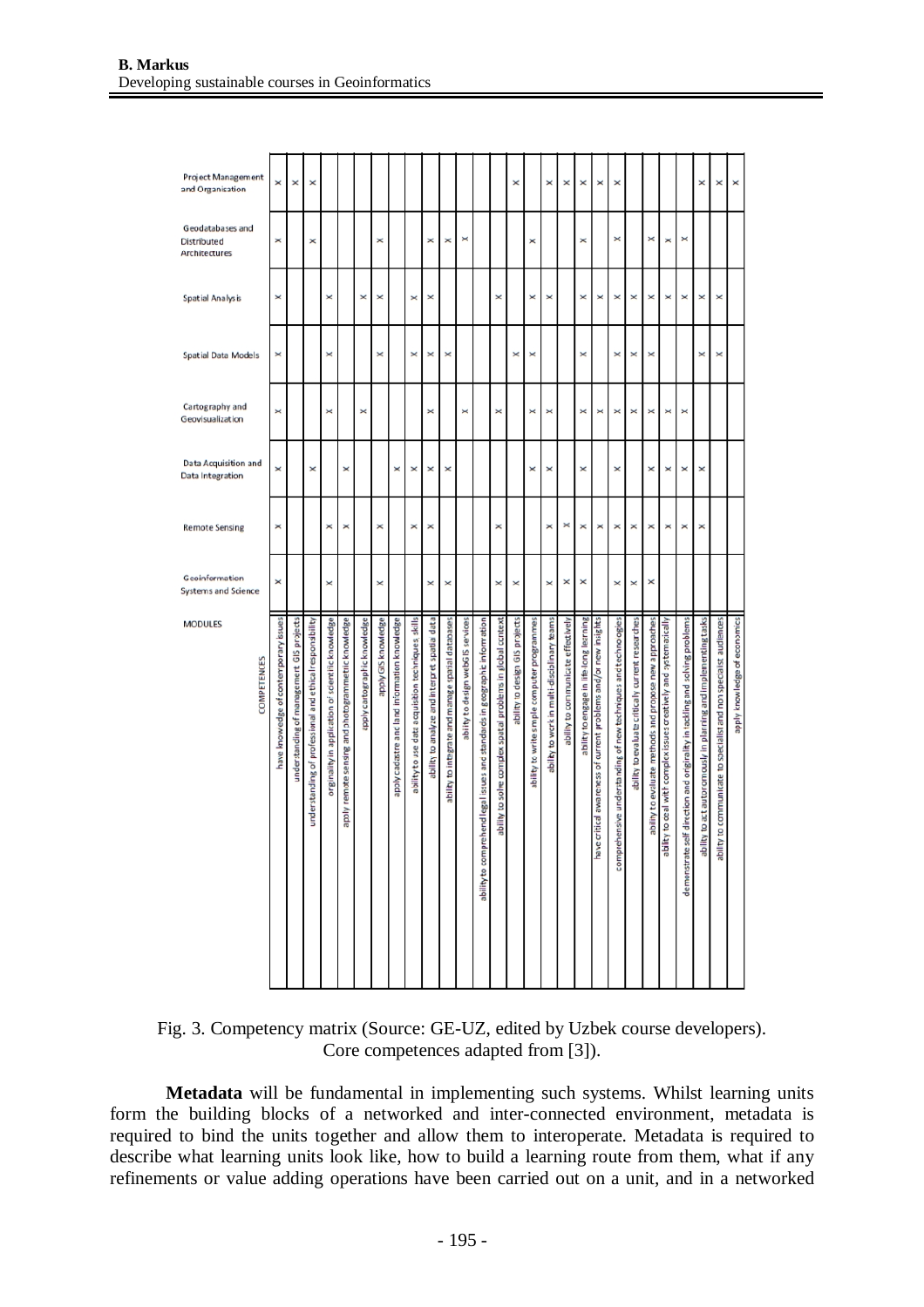| COMPETENCES / MODULES | Geoinformation Systems and Science | Remote Sensing | Data Acquisition and Data Integration | Cartography and Geovisualization | Spatial Data Models | Spatial Analysis | Geodatabases and Distributed Architectures | Project Management and Organisation |
|---|---|---|---|---|---|---|---|---|
| have knowledge of contemporary issues | x | x | x | x | x | x | x | x |
| understanding of management GIS projects | | | | | | | | x |
| understanding of professional and ethical responsibility | | | x | | | | x | x |
| originality in application of scientific knowledge | x | x | | x | x | x | | |
| apply remote sensing and photogrammetric knowledge | | x | x | | | | | |
| apply cartographic knowledge | | | | x | | x | | |
| apply GIS knowledge | x | x | | | x | x | x | |
| apply cadastre and land information knowledge | | | x | | | | | |
| ability to use data acquisition techniques skills | | x | x | | x | x | | |
| ability to analyze and interpret spatial data | x | x | x | x | x | x | x | |
| ability to integrate and manage spatial databases | x | | x | | x | | x | |
| ability to design webGIS services | | | | x | | | x | |
| ability to comprehend legal issues and standards in geographic information | | | | | | | | |
| ability to solve complex spatial problems in global context | x | x | | x | | x | | |
| ability to design GIS projects | x | | | | x | | | x |
| ability to write simple computer programmes | | | x | x | x | x | x | |
| ability to work in multi-disciplinary teams | x | x | x | x | | x | | x |
| ability to communicate effectively | x | x | | | | | | x |
| ability to engage in life-long learning | x | x | x | x | x | x | x | x |
| have critical awareness of current problems and/or new insights | | x | | x | | x | | x |
| comprehensive understanding of new techniques and technologies | x | x | x | x | x | x | x | x |
| ability to evaluate critically current researches | x | x | | x | x | x | | |
| ability to evaluate methods and propose new approaches | x | x | x | x | x | x | x | |
| ability to deal with complex issues creatively and systematically | | x | x | x | | x | x | |
| demonstrate self direction and originality in tackling and solving problems | | x | x | x | | x | x | |
| ability to act autonomously in planning and implementing tasks | | x | x | | x | x | | x |
| ability to communicate to specialist and non specialist audiences | | | | | x | x | | x |
| apply knowledge of economics | | | | | | | | x |

Fig. 3. Competency matrix (Source: GE-UZ, edited by Uzbek course developers). Core competences adapted from [3]).

**Metadata** will be fundamental in implementing such systems. Whilst learning units form the building blocks of a networked and inter-connected environment, metadata is required to bind the units together and allow them to interoperate. Metadata is required to describe what learning units look like, how to build a learning route from them, what if any refinements or value adding operations have been carried out on a unit, and in a networked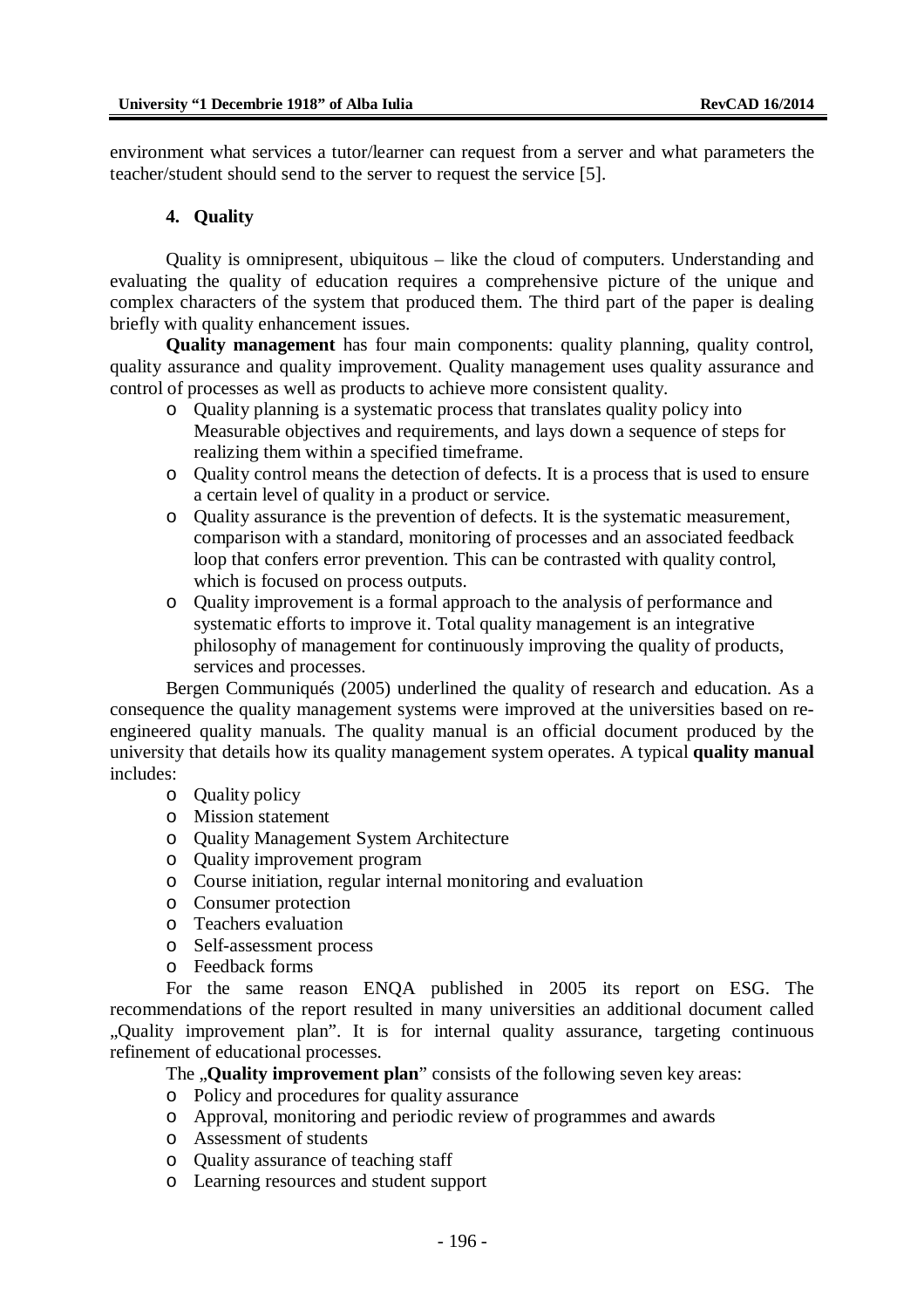environment what services a tutor/learner can request from a server and what parameters the teacher/student should send to the server to request the service [5].

## 4. Quality

Quality is omnipresent, ubiquitous – like the cloud of computers. Understanding and evaluating the quality of education requires a comprehensive picture of the unique and complex characters of the system that produced them. The third part of the paper is dealing briefly with quality enhancement issues.

**Quality management** has four main components: quality planning, quality control, quality assurance and quality improvement. Quality management uses quality assurance and control of processes as well as products to achieve more consistent quality.

- Quality planning is a systematic process that translates quality policy into Measurable objectives and requirements, and lays down a sequence of steps for realizing them within a specified timeframe.
- Quality control means the detection of defects. It is a process that is used to ensure a certain level of quality in a product or service.
- Quality assurance is the prevention of defects. It is the systematic measurement, comparison with a standard, monitoring of processes and an associated feedback loop that confers error prevention. This can be contrasted with quality control, which is focused on process outputs.
- Quality improvement is a formal approach to the analysis of performance and systematic efforts to improve it. Total quality management is an integrative philosophy of management for continuously improving the quality of products, services and processes.

Bergen Communiqués (2005) underlined the quality of research and education. As a consequence the quality management systems were improved at the universities based on re-engineered quality manuals. The quality manual is an official document produced by the university that details how its quality management system operates. A typical **quality manual** includes:

- Quality policy
- Mission statement
- Quality Management System Architecture
- Quality improvement program
- Course initiation, regular internal monitoring and evaluation
- Consumer protection
- Teachers evaluation
- Self-assessment process
- Feedback forms

For the same reason ENQA published in 2005 its report on ESG. The recommendations of the report resulted in many universities an additional document called „Quality improvement plan". It is for internal quality assurance, targeting continuous refinement of educational processes.

The „**Quality improvement plan**" consists of the following seven key areas:

- Policy and procedures for quality assurance
- Approval, monitoring and periodic review of programmes and awards
- Assessment of students
- Quality assurance of teaching staff
- Learning resources and student support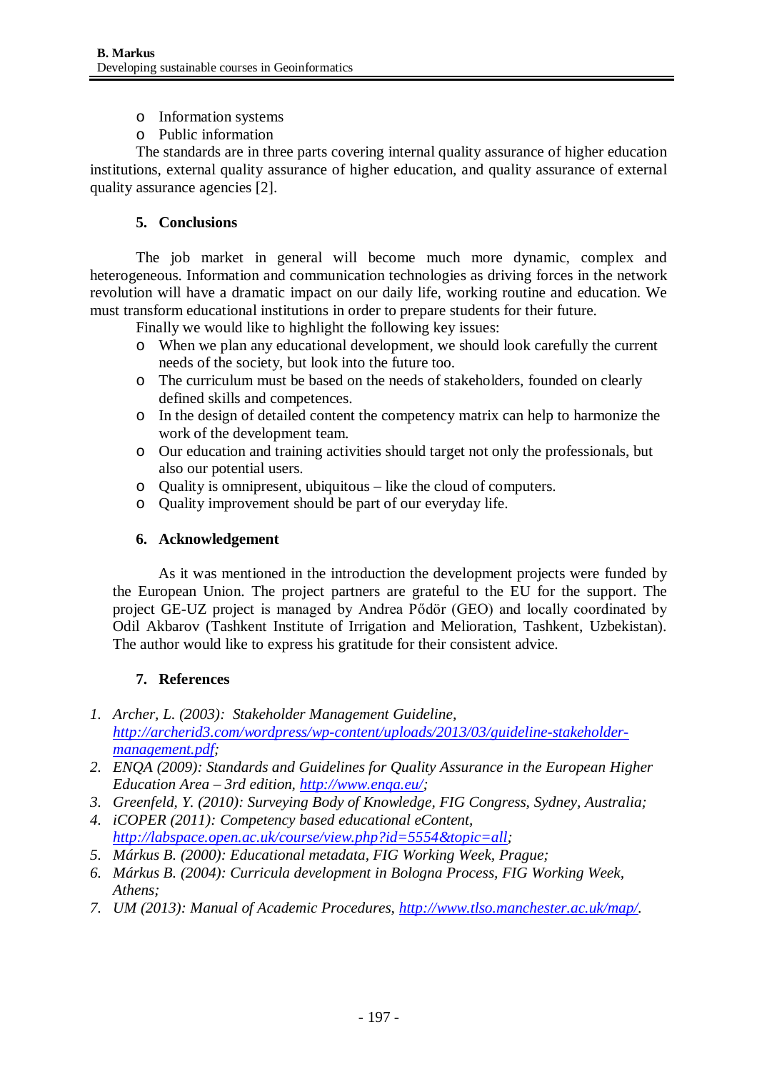- Information systems
- Public information

The standards are in three parts covering internal quality assurance of higher education institutions, external quality assurance of higher education, and quality assurance of external quality assurance agencies [2].

## 5. Conclusions

The job market in general will become much more dynamic, complex and heterogeneous. Information and communication technologies as driving forces in the network revolution will have a dramatic impact on our daily life, working routine and education. We must transform educational institutions in order to prepare students for their future.

Finally we would like to highlight the following key issues:

- When we plan any educational development, we should look carefully the current needs of the society, but look into the future too.
- The curriculum must be based on the needs of stakeholders, founded on clearly defined skills and competences.
- In the design of detailed content the competency matrix can help to harmonize the work of the development team.
- Our education and training activities should target not only the professionals, but also our potential users.
- Quality is omnipresent, ubiquitous – like the cloud of computers.
- Quality improvement should be part of our everyday life.

## 6. Acknowledgement

As it was mentioned in the introduction the development projects were funded by the European Union. The project partners are grateful to the EU for the support. The project GE-UZ project is managed by Andrea Pődör (GEO) and locally coordinated by Odil Akbarov (Tashkent Institute of Irrigation and Melioration, Tashkent, Uzbekistan). The author would like to express his gratitude for their consistent advice.

## 7. References

1. *Archer, L. (2003): Stakeholder Management Guideline, [http://archerid3.com/wordpress/wp-content/uploads/2013/03/guideline-stakeholder-management.pdf](http://archerid3.com/wordpress/wp-content/uploads/2013/03/guideline-stakeholder-management.pdf);*
2. *ENQA (2009): Standards and Guidelines for Quality Assurance in the European Higher Education Area – 3rd edition, [http://www.enqa.eu/](http://www.enqa.eu/);*
3. *Greenfeld, Y. (2010): Surveying Body of Knowledge, FIG Congress, Sydney, Australia;*
4. *iCOPER (2011): Competency based educational eContent, [http://labspace.open.ac.uk/course/view.php?id=5554&topic=all](http://labspace.open.ac.uk/course/view.php?id=5554&topic=all);*
5. *Márkus B. (2000): Educational metadata, FIG Working Week, Prague;*
6. *Márkus B. (2004): Curricula development in Bologna Process, FIG Working Week, Athens;*
7. *UM (2013): Manual of Academic Procedures, [http://www.tlso.manchester.ac.uk/map/](http://www.tlso.manchester.ac.uk/map/).*